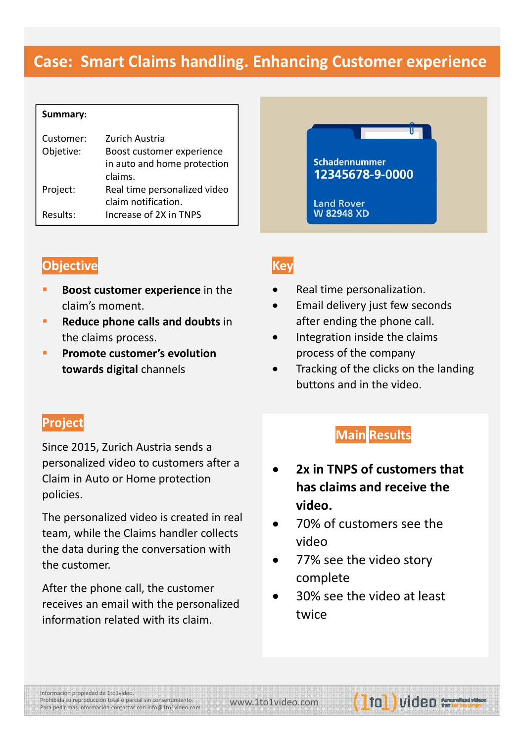# Case: Smart Claims handling. Enhancing Customer experience

**Summary:**

| | |
|---|---|
| Customer: | Zurich Austria |
| Objetive: | Boost customer experience in auto and home protection claims. |
| Project: | Real time personalized video claim notification. |
| Results: | Increase of 2X in TNPS |

Schadennummer
12345678-9-0000
Land Rover
W 82948 XD

## Objective

- **Boost customer experience** in the claim's moment.
- **Reduce phone calls and doubts** in the claims process.
- **Promote customer's evolution towards digital** channels

## Key

- Real time personalization.
- Email delivery just few seconds after ending the phone call.
- Integration inside the claims process of the company
- Tracking of the clicks on the landing buttons and in the video.

## Project

Since 2015, Zurich Austria sends a personalized video to customers after a Claim in Auto or Home protection policies.

The personalized video is created in real team, while the Claims handler collects the data during the conversation with the customer.

After the phone call, the customer receives an email with the personalized information related with its claim.

## Main Results

- **2x in TNPS of customers that has claims and receive the video.**
- 70% of customers see the video
- 77% see the video story complete
- 30% see the video at least twice

Información propiedad de 1to1video.
Prohibida su reproducción total o parcial sin consentimiento.
Para pedir más información contactar con info@1to1video.com

www.1to1video.com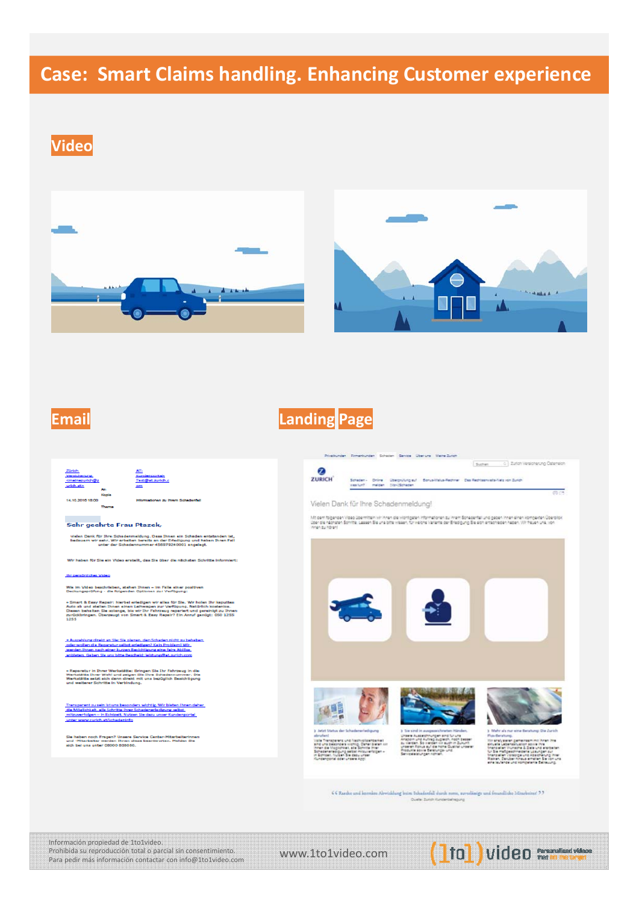# Case: Smart Claims handling. Enhancing Customer experience

## Video

## Email

## Landing Page

Información propiedad de 1to1video.
Prohibida su reproducción total o parcial sin consentimiento.
Para pedir más información contactar con info@1to1video.com

www.1to1video.com